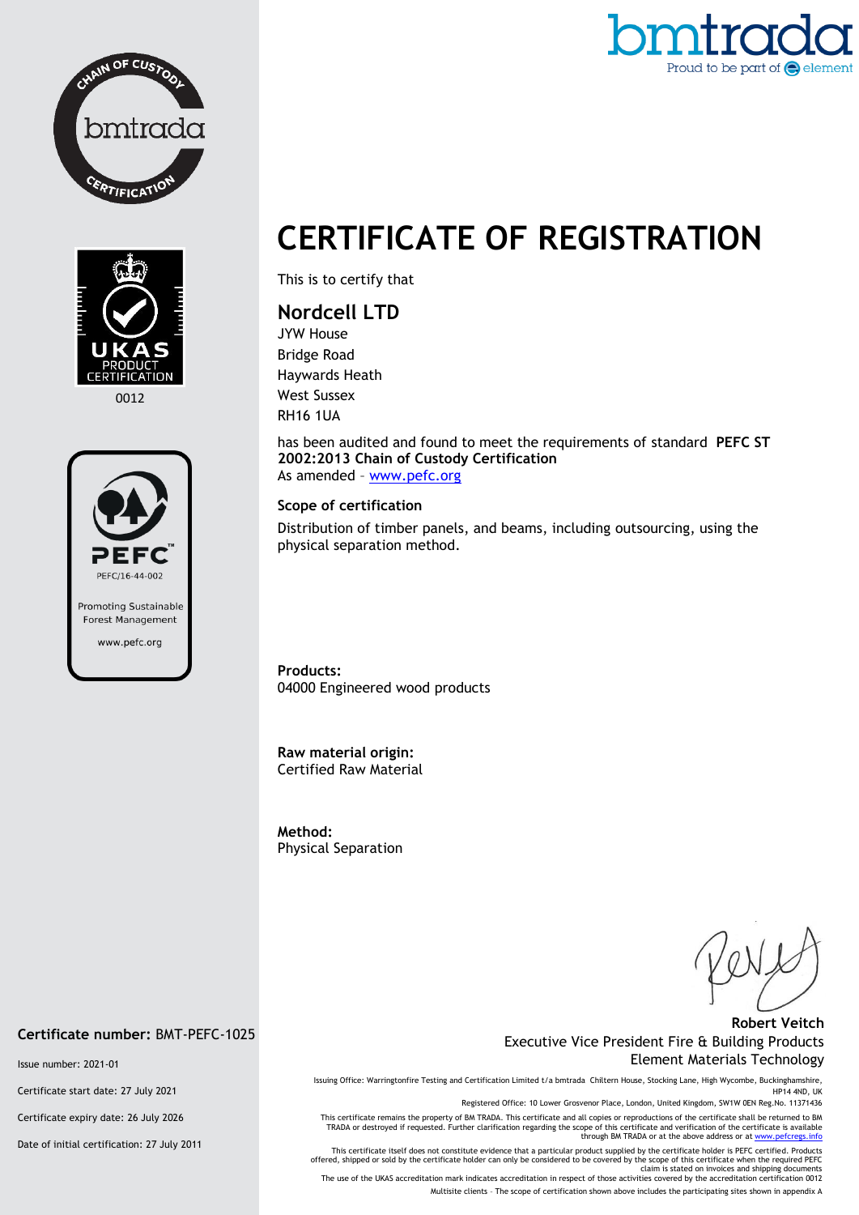bmtrada
Proud to be part of element

CHAIN OF CUSTODY bmtrada CERTIFICATION

UKAS PRODUCT CERTIFICATION
0012

PEFC
PEFC/16-44-002
Promoting Sustainable Forest Management
www.pefc.org

# CERTIFICATE OF REGISTRATION

This is to certify that

## Nordcell LTD

JYW House
Bridge Road
Haywards Heath
West Sussex
RH16 1UA

has been audited and found to meet the requirements of standard **PEFC ST 2002:2013 Chain of Custody Certification**
As amended – www.pefc.org

**Scope of certification**

Distribution of timber panels, and beams, including outsourcing, using the physical separation method.

**Products:**
04000 Engineered wood products

**Raw material origin:**
Certified Raw Material

**Method:**
Physical Separation

**Robert Veitch**
Executive Vice President Fire & Building Products
Element Materials Technology

**Certificate number:** BMT-PEFC-1025

Issue number: 2021-01

Certificate start date: 27 July 2021

Certificate expiry date: 26 July 2026

Date of initial certification: 27 July 2011

Issuing Office: Warringtonfire Testing and Certification Limited t/a bmtrada Chiltern House, Stocking Lane, High Wycombe, Buckinghamshire, HP14 4ND, UK
Registered Office: 10 Lower Grosvenor Place, London, United Kingdom, SW1W 0EN Reg.No. 11371436

This certificate remains the property of BM TRADA. This certificate and all copies or reproductions of the certificate shall be returned to BM TRADA or destroyed if requested. Further clarification regarding the scope of this certificate and verification of the certificate is available through BM TRADA or at the above address or at www.pefcregs.info

This certificate itself does not constitute evidence that a particular product supplied by the certificate holder is PEFC certified. Products offered, shipped or sold by the certificate holder can only be considered to be covered by the scope of this certificate when the required PEFC claim is stated on invoices and shipping documents
The use of the UKAS accreditation mark indicates accreditation in respect of those activities covered by the accreditation certification 0012

Multisite clients – The scope of certification shown above includes the participating sites shown in appendix A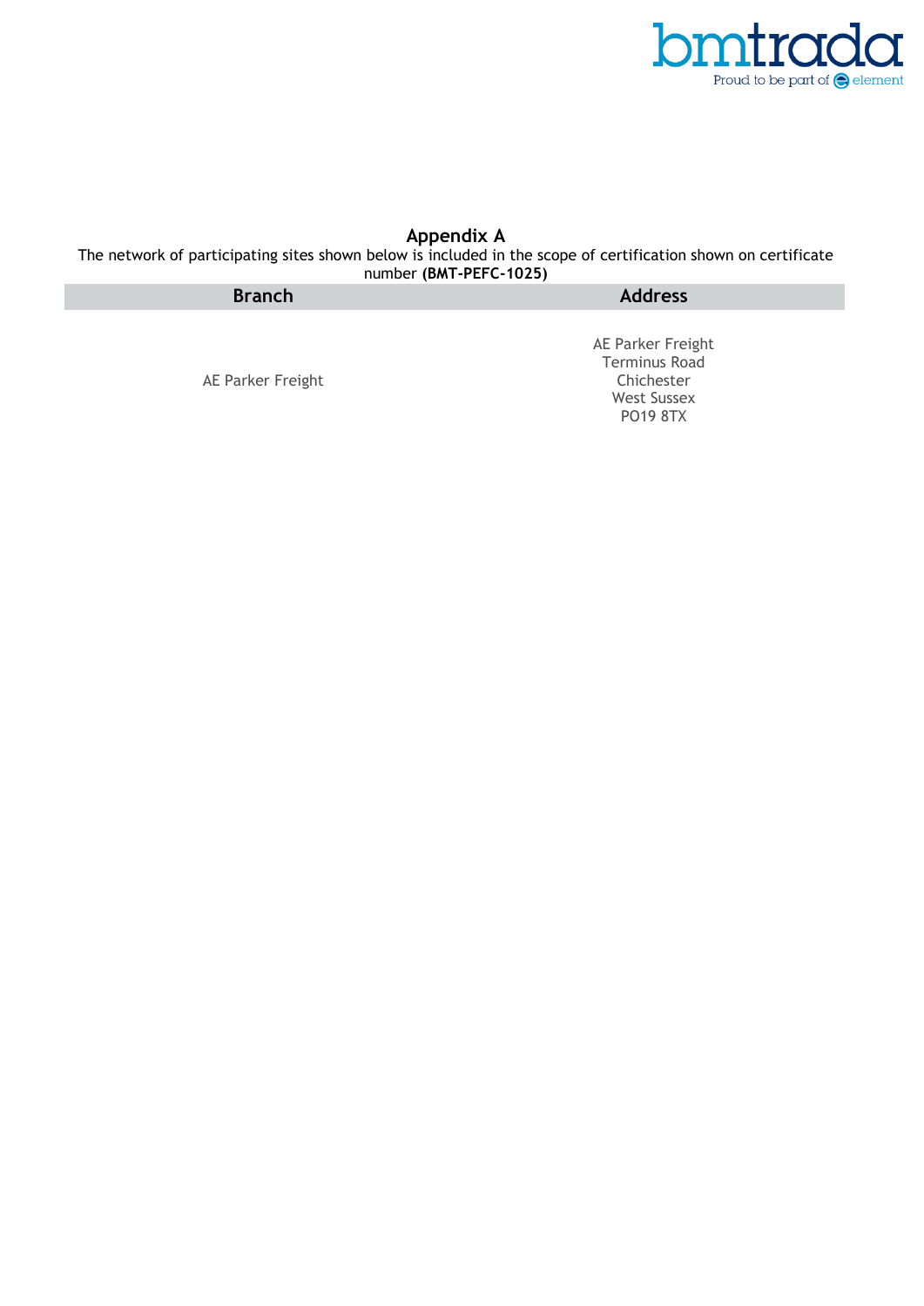## Appendix A

The network of participating sites shown below is included in the scope of certification shown on certificate number **(BMT-PEFC-1025)**

| Branch | Address |
|---|---|
| AE Parker Freight | AE Parker Freight<br>Terminus Road<br>Chichester<br>West Sussex<br>PO19 8TX |